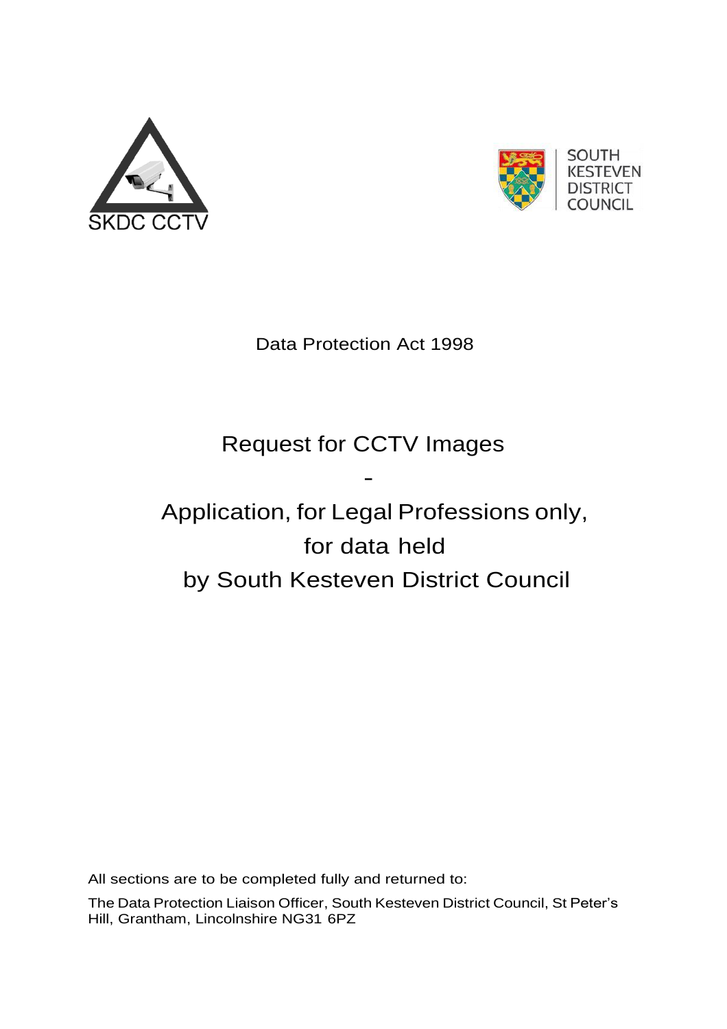SKDC CCTV

SOUTH KESTEVEN DISTRICT COUNCIL

Data Protection Act 1998

# Request for CCTV Images

-

# Application, for Legal Professions only, for data held by South Kesteven District Council

All sections are to be completed fully and returned to:

The Data Protection Liaison Officer, South Kesteven District Council, St Peter's Hill, Grantham, Lincolnshire NG31 6PZ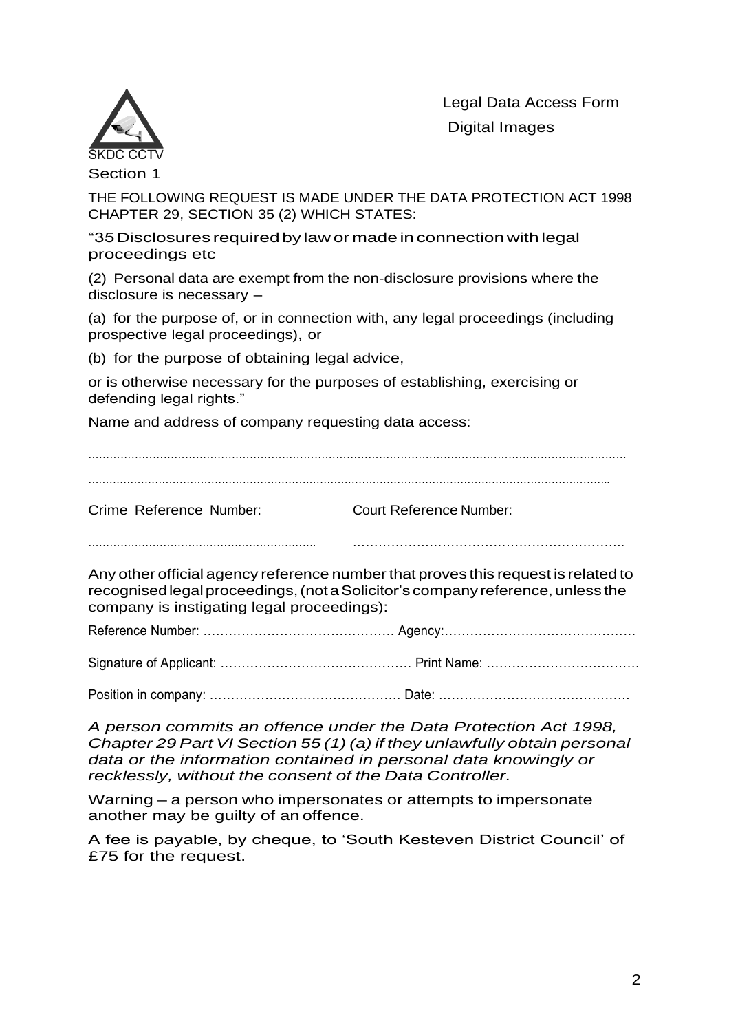SKDC CCTV

# Legal Data Access Form

## Digital Images

Section 1

THE FOLLOWING REQUEST IS MADE UNDER THE DATA PROTECTION ACT 1998 CHAPTER 29, SECTION 35 (2) WHICH STATES:

"35 Disclosures required by law or made in connection with legal proceedings etc

(2) Personal data are exempt from the non-disclosure provisions where the disclosure is necessary –

(a) for the purpose of, or in connection with, any legal proceedings (including prospective legal proceedings), or

(b) for the purpose of obtaining legal advice,

or is otherwise necessary for the purposes of establishing, exercising or defending legal rights."

Name and address of company requesting data access:

..........................................................................................................................................................

..........................................................................................................................................................

Crime Reference Number: ............................................................... Court Reference Number: ............................................................

Any other official agency reference number that proves this request is related to recognised legal proceedings, (not a Solicitor's company reference, unless the company is instigating legal proceedings):

Reference Number: ……………………………………… Agency:………………………………………

Signature of Applicant: ……………………………………… Print Name: ………………………………

Position in company: ……………………………………… Date: ………………………………………

*A person commits an offence under the Data Protection Act 1998, Chapter 29 Part VI Section 55 (1) (a) if they unlawfully obtain personal data or the information contained in personal data knowingly or recklessly, without the consent of the Data Controller.*

Warning – a person who impersonates or attempts to impersonate another may be guilty of an offence.

A fee is payable, by cheque, to 'South Kesteven District Council' of £75 for the request.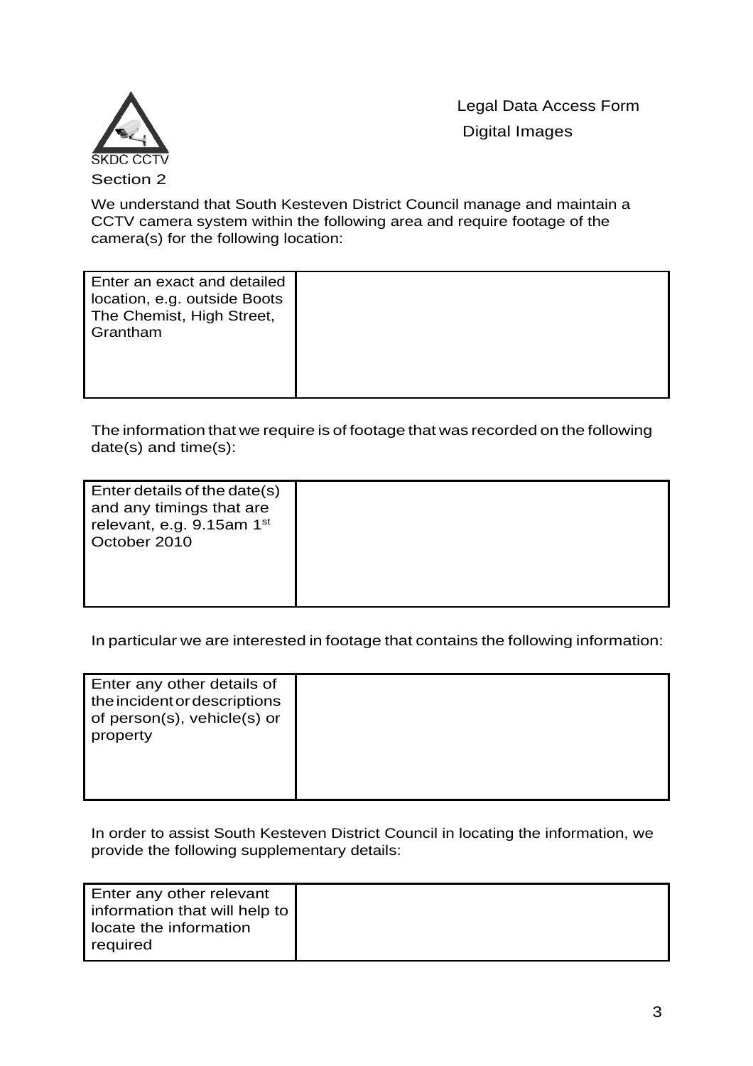SKDC CCTV

Legal Data Access Form

Digital Images

## Section 2

We understand that South Kesteven District Council manage and maintain a CCTV camera system within the following area and require footage of the camera(s) for the following location:

| Enter an exact and detailed location, e.g. outside Boots The Chemist, High Street, Grantham | |
|---|---|

The information that we require is of footage that was recorded on the following date(s) and time(s):

| Enter details of the date(s) and any timings that are relevant, e.g. 9.15am 1st October 2010 | |
|---|---|

In particular we are interested in footage that contains the following information:

| Enter any other details of the incident or descriptions of person(s), vehicle(s) or property | |
|---|---|

In order to assist South Kesteven District Council in locating the information, we provide the following supplementary details:

| Enter any other relevant information that will help to locate the information required | |
|---|---|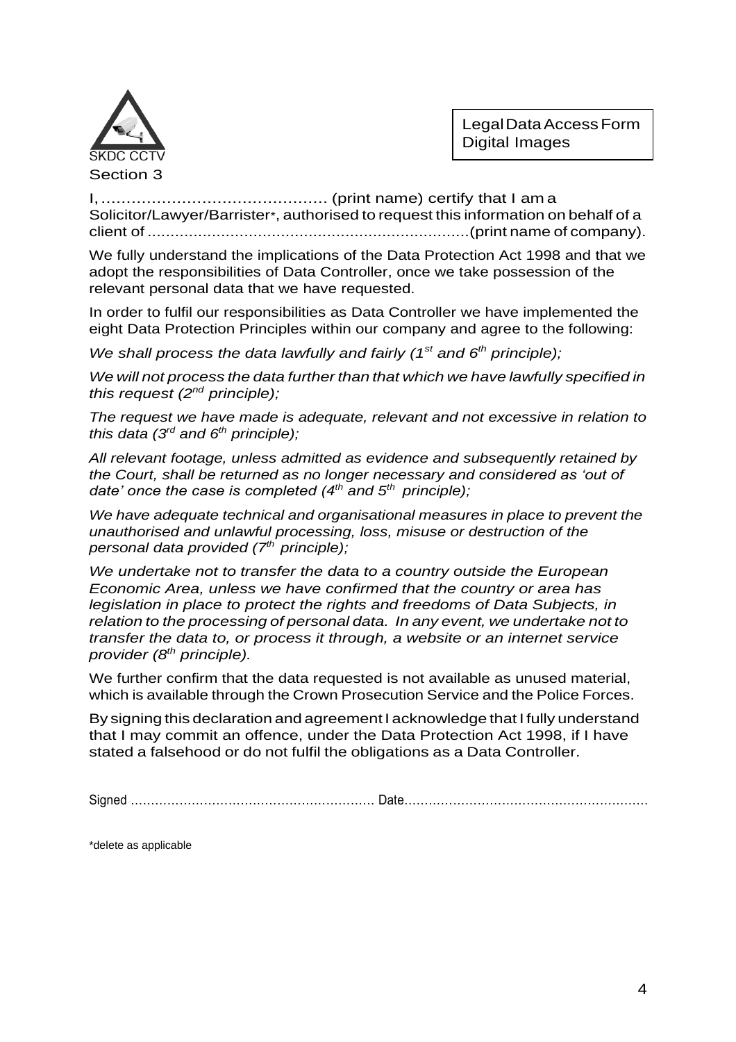SKDC CCTV

Section 3

Legal Data Access Form
Digital Images

I, ……………………………………… (print name) certify that I am a Solicitor/Lawyer/Barrister*, authorised to request this information on behalf of a client of ……………………………………………………………(print name of company).

We fully understand the implications of the Data Protection Act 1998 and that we adopt the responsibilities of Data Controller, once we take possession of the relevant personal data that we have requested.

In order to fulfil our responsibilities as Data Controller we have implemented the eight Data Protection Principles within our company and agree to the following:

*We shall process the data lawfully and fairly (1st and 6th principle);*

*We will not process the data further than that which we have lawfully specified in this request (2nd principle);*

*The request we have made is adequate, relevant and not excessive in relation to this data (3rd and 6th principle);*

*All relevant footage, unless admitted as evidence and subsequently retained by the Court, shall be returned as no longer necessary and considered as 'out of date' once the case is completed (4th and 5th principle);*

*We have adequate technical and organisational measures in place to prevent the unauthorised and unlawful processing, loss, misuse or destruction of the personal data provided (7th principle);*

*We undertake not to transfer the data to a country outside the European Economic Area, unless we have confirmed that the country or area has legislation in place to protect the rights and freedoms of Data Subjects, in relation to the processing of personal data. In any event, we undertake not to transfer the data to, or process it through, a website or an internet service provider (8th principle).*

We further confirm that the data requested is not available as unused material, which is available through the Crown Prosecution Service and the Police Forces.

By signing this declaration and agreement I acknowledge that I fully understand that I may commit an offence, under the Data Protection Act 1998, if I have stated a falsehood or do not fulfil the obligations as a Data Controller.

Signed …………………………………………………… Date……………………………………………………

*delete as applicable